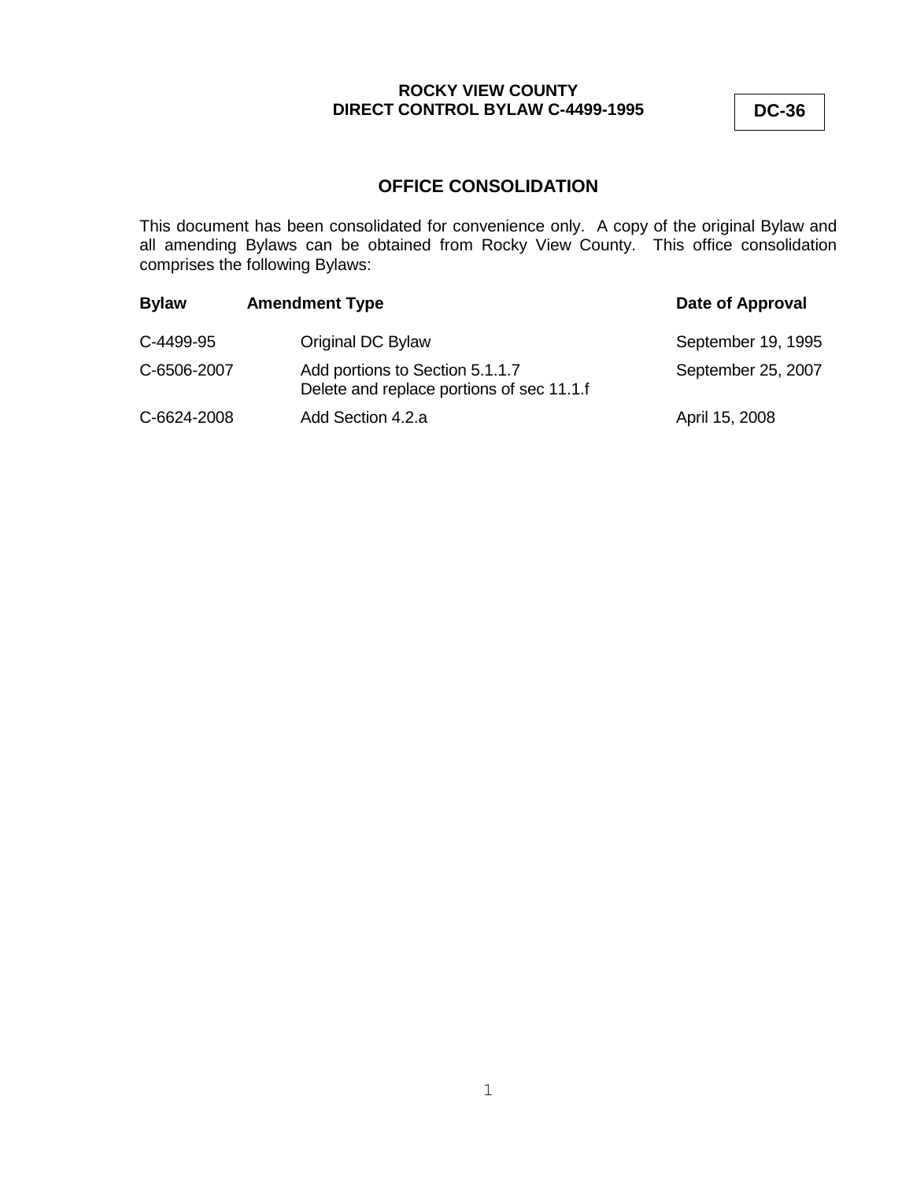**ROCKY VIEW COUNTY**
**DIRECT CONTROL BYLAW C-4499-1995**

**DC-36**

## OFFICE CONSOLIDATION

This document has been consolidated for convenience only. A copy of the original Bylaw and all amending Bylaws can be obtained from Rocky View County. This office consolidation comprises the following Bylaws:

| Bylaw | Amendment Type | Date of Approval |
|---|---|---|
| C-4499-95 | Original DC Bylaw | September 19, 1995 |
| C-6506-2007 | Add portions to Section 5.1.1.7<br>Delete and replace portions of sec 11.1.f | September 25, 2007 |
| C-6624-2008 | Add Section 4.2.a | April 15, 2008 |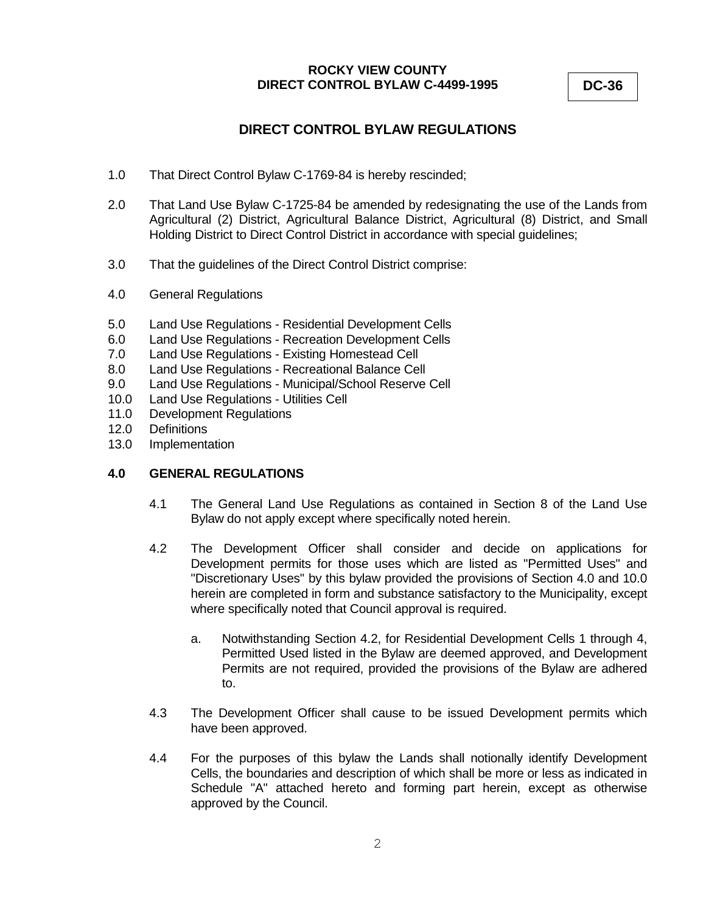ROCKY VIEW COUNTY
DIRECT CONTROL BYLAW C-4499-1995

**DC-36**

## DIRECT CONTROL BYLAW REGULATIONS

1.0 That Direct Control Bylaw C-1769-84 is hereby rescinded;

2.0 That Land Use Bylaw C-1725-84 be amended by redesignating the use of the Lands from Agricultural (2) District, Agricultural Balance District, Agricultural (8) District, and Small Holding District to Direct Control District in accordance with special guidelines;

3.0 That the guidelines of the Direct Control District comprise:

4.0 General Regulations

5.0 Land Use Regulations - Residential Development Cells
6.0 Land Use Regulations - Recreation Development Cells
7.0 Land Use Regulations - Existing Homestead Cell
8.0 Land Use Regulations - Recreational Balance Cell
9.0 Land Use Regulations - Municipal/School Reserve Cell
10.0 Land Use Regulations - Utilities Cell
11.0 Development Regulations
12.0 Definitions
13.0 Implementation

### 4.0 GENERAL REGULATIONS

4.1 The General Land Use Regulations as contained in Section 8 of the Land Use Bylaw do not apply except where specifically noted herein.

4.2 The Development Officer shall consider and decide on applications for Development permits for those uses which are listed as "Permitted Uses" and "Discretionary Uses" by this bylaw provided the provisions of Section 4.0 and 10.0 herein are completed in form and substance satisfactory to the Municipality, except where specifically noted that Council approval is required.

   a. Notwithstanding Section 4.2, for Residential Development Cells 1 through 4, Permitted Used listed in the Bylaw are deemed approved, and Development Permits are not required, provided the provisions of the Bylaw are adhered to.

4.3 The Development Officer shall cause to be issued Development permits which have been approved.

4.4 For the purposes of this bylaw the Lands shall notionally identify Development Cells, the boundaries and description of which shall be more or less as indicated in Schedule "A" attached hereto and forming part herein, except as otherwise approved by the Council.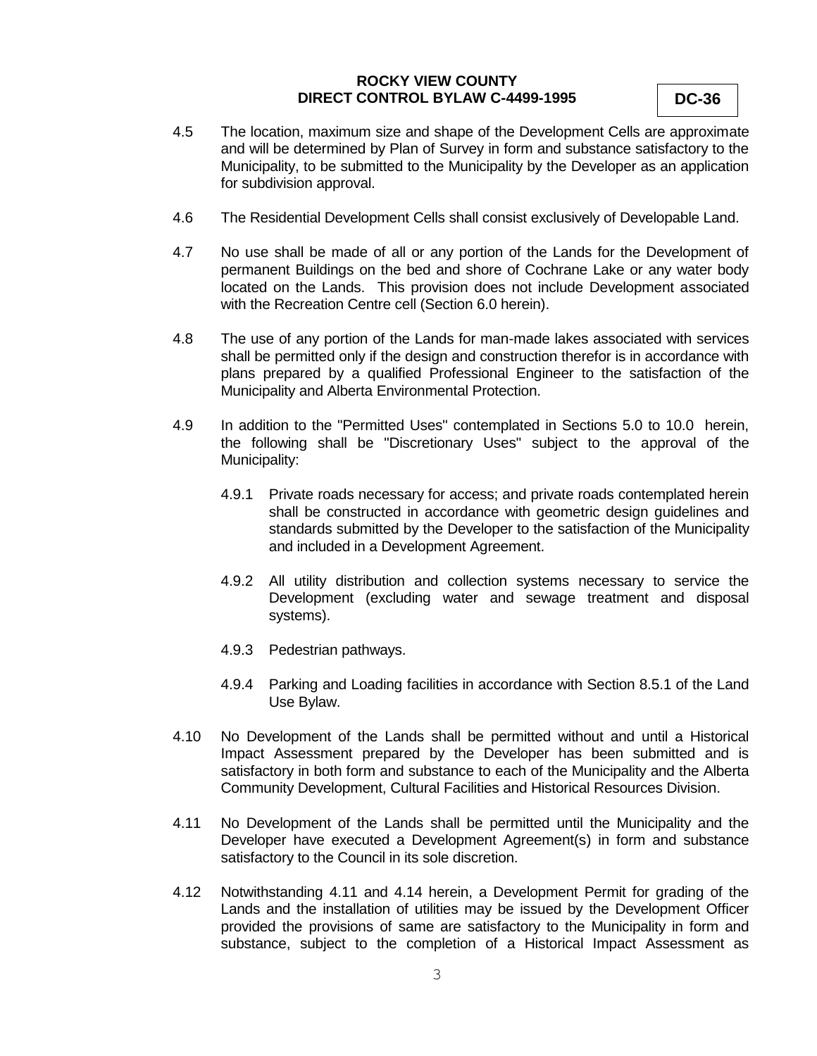4.5 The location, maximum size and shape of the Development Cells are approximate and will be determined by Plan of Survey in form and substance satisfactory to the Municipality, to be submitted to the Municipality by the Developer as an application for subdivision approval.

4.6 The Residential Development Cells shall consist exclusively of Developable Land.

4.7 No use shall be made of all or any portion of the Lands for the Development of permanent Buildings on the bed and shore of Cochrane Lake or any water body located on the Lands. This provision does not include Development associated with the Recreation Centre cell (Section 6.0 herein).

4.8 The use of any portion of the Lands for man-made lakes associated with services shall be permitted only if the design and construction therefor is in accordance with plans prepared by a qualified Professional Engineer to the satisfaction of the Municipality and Alberta Environmental Protection.

4.9 In addition to the "Permitted Uses" contemplated in Sections 5.0 to 10.0 herein, the following shall be "Discretionary Uses" subject to the approval of the Municipality:

4.9.1 Private roads necessary for access; and private roads contemplated herein shall be constructed in accordance with geometric design guidelines and standards submitted by the Developer to the satisfaction of the Municipality and included in a Development Agreement.

4.9.2 All utility distribution and collection systems necessary to service the Development (excluding water and sewage treatment and disposal systems).

4.9.3 Pedestrian pathways.

4.9.4 Parking and Loading facilities in accordance with Section 8.5.1 of the Land Use Bylaw.

4.10 No Development of the Lands shall be permitted without and until a Historical Impact Assessment prepared by the Developer has been submitted and is satisfactory in both form and substance to each of the Municipality and the Alberta Community Development, Cultural Facilities and Historical Resources Division.

4.11 No Development of the Lands shall be permitted until the Municipality and the Developer have executed a Development Agreement(s) in form and substance satisfactory to the Council in its sole discretion.

4.12 Notwithstanding 4.11 and 4.14 herein, a Development Permit for grading of the Lands and the installation of utilities may be issued by the Development Officer provided the provisions of same are satisfactory to the Municipality in form and substance, subject to the completion of a Historical Impact Assessment as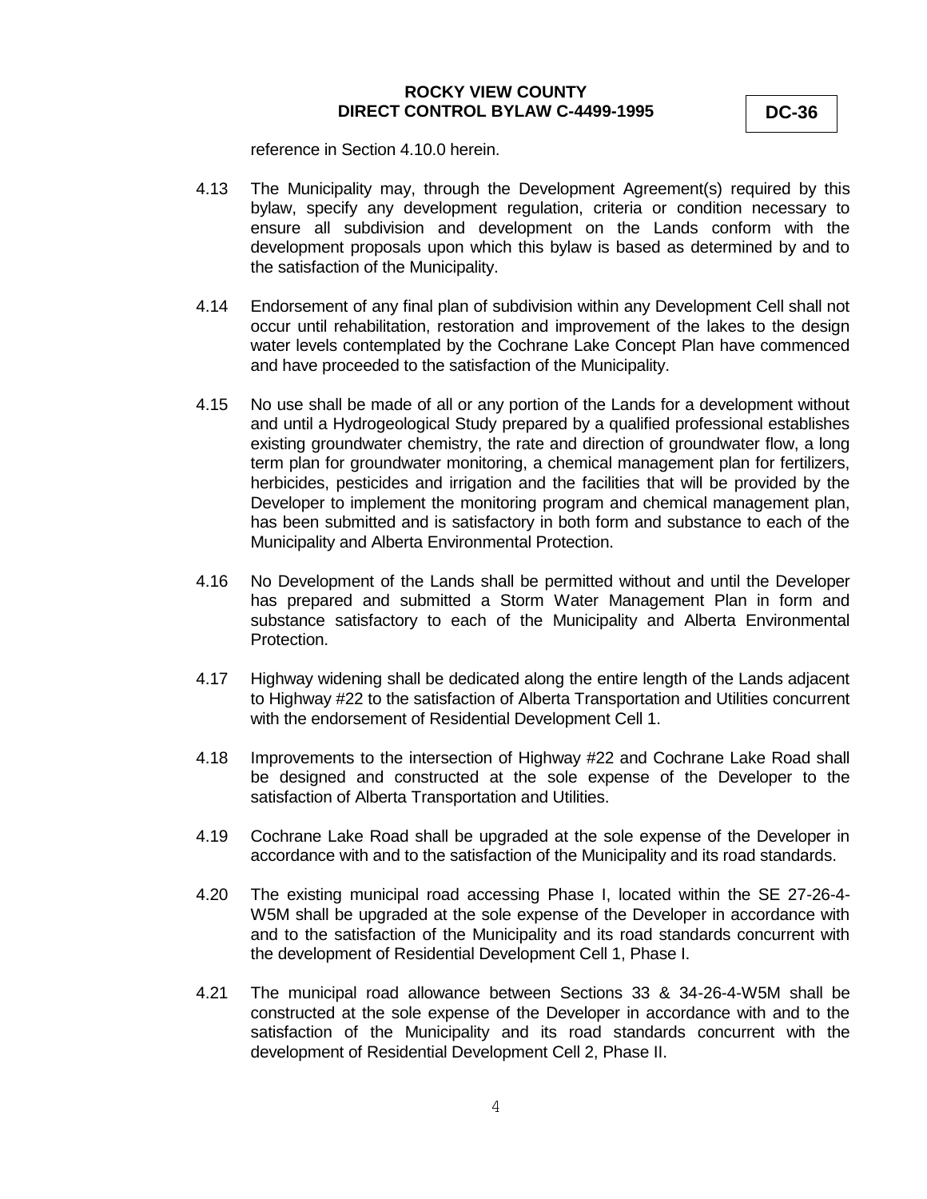reference in Section 4.10.0 herein.

4.13 The Municipality may, through the Development Agreement(s) required by this bylaw, specify any development regulation, criteria or condition necessary to ensure all subdivision and development on the Lands conform with the development proposals upon which this bylaw is based as determined by and to the satisfaction of the Municipality.

4.14 Endorsement of any final plan of subdivision within any Development Cell shall not occur until rehabilitation, restoration and improvement of the lakes to the design water levels contemplated by the Cochrane Lake Concept Plan have commenced and have proceeded to the satisfaction of the Municipality.

4.15 No use shall be made of all or any portion of the Lands for a development without and until a Hydrogeological Study prepared by a qualified professional establishes existing groundwater chemistry, the rate and direction of groundwater flow, a long term plan for groundwater monitoring, a chemical management plan for fertilizers, herbicides, pesticides and irrigation and the facilities that will be provided by the Developer to implement the monitoring program and chemical management plan, has been submitted and is satisfactory in both form and substance to each of the Municipality and Alberta Environmental Protection.

4.16 No Development of the Lands shall be permitted without and until the Developer has prepared and submitted a Storm Water Management Plan in form and substance satisfactory to each of the Municipality and Alberta Environmental Protection.

4.17 Highway widening shall be dedicated along the entire length of the Lands adjacent to Highway #22 to the satisfaction of Alberta Transportation and Utilities concurrent with the endorsement of Residential Development Cell 1.

4.18 Improvements to the intersection of Highway #22 and Cochrane Lake Road shall be designed and constructed at the sole expense of the Developer to the satisfaction of Alberta Transportation and Utilities.

4.19 Cochrane Lake Road shall be upgraded at the sole expense of the Developer in accordance with and to the satisfaction of the Municipality and its road standards.

4.20 The existing municipal road accessing Phase I, located within the SE 27-26-4-W5M shall be upgraded at the sole expense of the Developer in accordance with and to the satisfaction of the Municipality and its road standards concurrent with the development of Residential Development Cell 1, Phase I.

4.21 The municipal road allowance between Sections 33 & 34-26-4-W5M shall be constructed at the sole expense of the Developer in accordance with and to the satisfaction of the Municipality and its road standards concurrent with the development of Residential Development Cell 2, Phase II.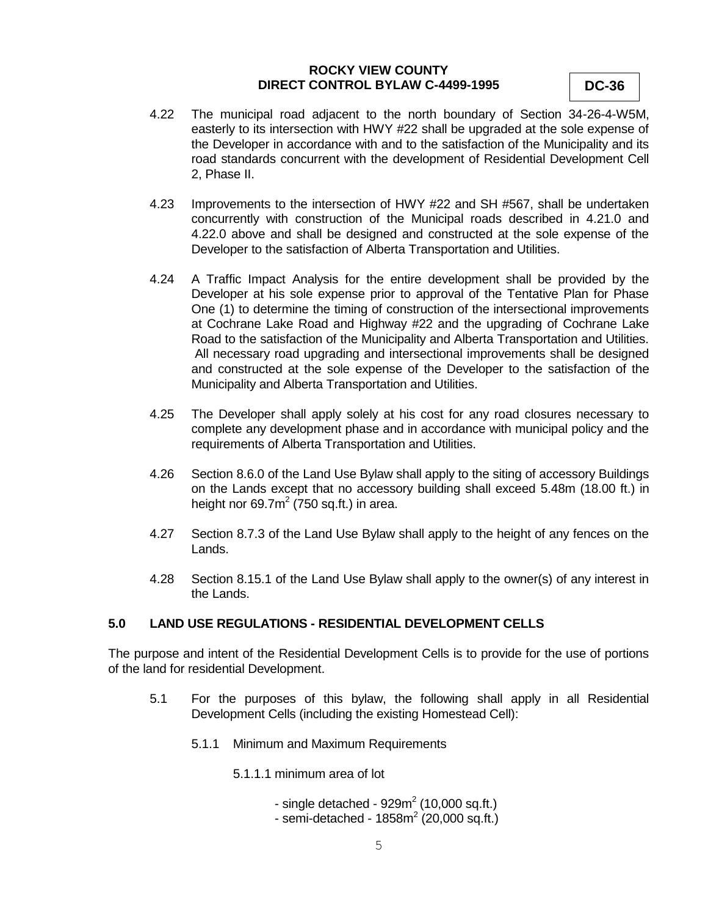4.22 The municipal road adjacent to the north boundary of Section 34-26-4-W5M, easterly to its intersection with HWY #22 shall be upgraded at the sole expense of the Developer in accordance with and to the satisfaction of the Municipality and its road standards concurrent with the development of Residential Development Cell 2, Phase II.

4.23 Improvements to the intersection of HWY #22 and SH #567, shall be undertaken concurrently with construction of the Municipal roads described in 4.21.0 and 4.22.0 above and shall be designed and constructed at the sole expense of the Developer to the satisfaction of Alberta Transportation and Utilities.

4.24 A Traffic Impact Analysis for the entire development shall be provided by the Developer at his sole expense prior to approval of the Tentative Plan for Phase One (1) to determine the timing of construction of the intersectional improvements at Cochrane Lake Road and Highway #22 and the upgrading of Cochrane Lake Road to the satisfaction of the Municipality and Alberta Transportation and Utilities. All necessary road upgrading and intersectional improvements shall be designed and constructed at the sole expense of the Developer to the satisfaction of the Municipality and Alberta Transportation and Utilities.

4.25 The Developer shall apply solely at his cost for any road closures necessary to complete any development phase and in accordance with municipal policy and the requirements of Alberta Transportation and Utilities.

4.26 Section 8.6.0 of the Land Use Bylaw shall apply to the siting of accessory Buildings on the Lands except that no accessory building shall exceed 5.48m (18.00 ft.) in height nor 69.7m$^2$ (750 sq.ft.) in area.

4.27 Section 8.7.3 of the Land Use Bylaw shall apply to the height of any fences on the Lands.

4.28 Section 8.15.1 of the Land Use Bylaw shall apply to the owner(s) of any interest in the Lands.

## 5.0 LAND USE REGULATIONS - RESIDENTIAL DEVELOPMENT CELLS

The purpose and intent of the Residential Development Cells is to provide for the use of portions of the land for residential Development.

5.1 For the purposes of this bylaw, the following shall apply in all Residential Development Cells (including the existing Homestead Cell):

5.1.1 Minimum and Maximum Requirements

5.1.1.1 minimum area of lot

- single detached - 929m$^2$ (10,000 sq.ft.)
- semi-detached - 1858m$^2$ (20,000 sq.ft.)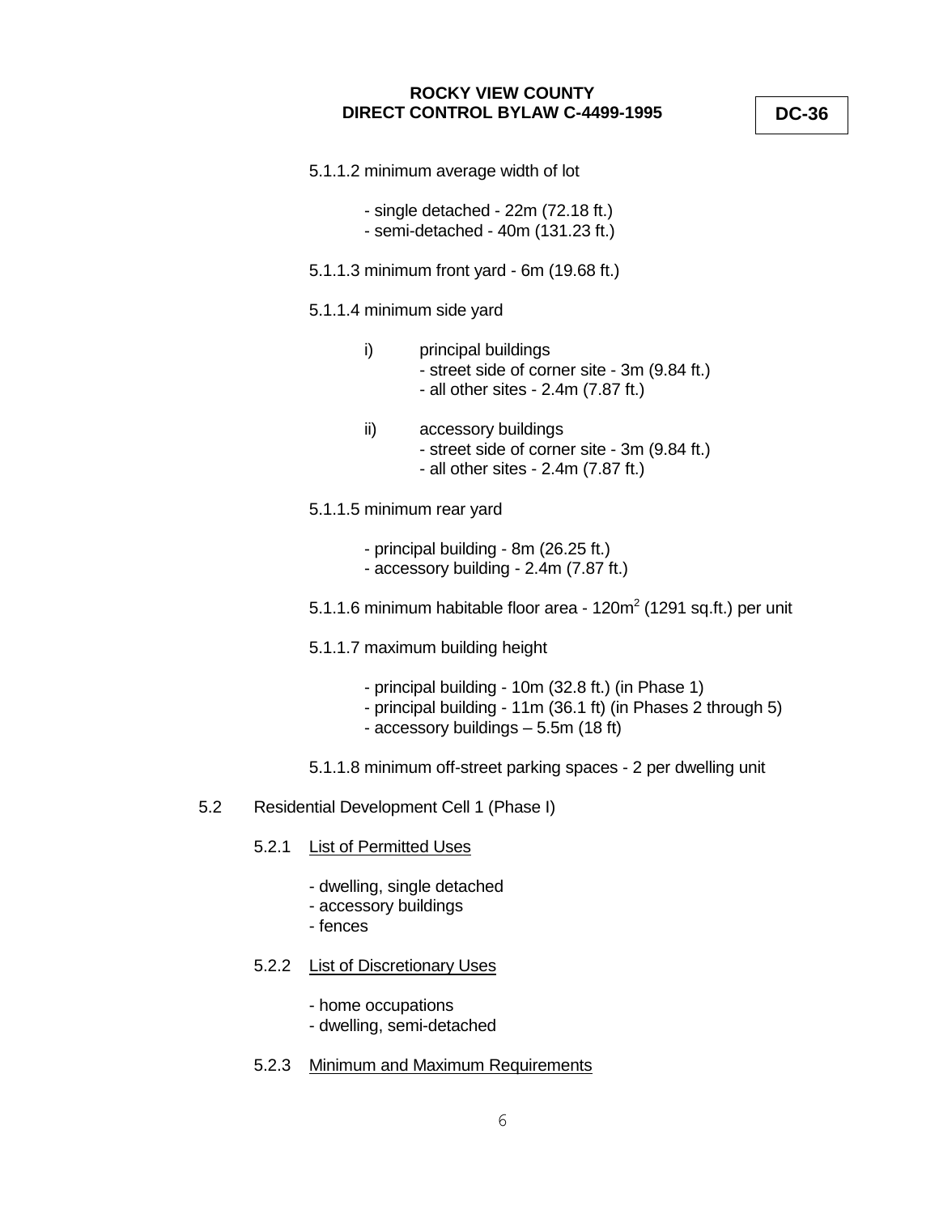5.1.1.2 minimum average width of lot

- single detached - 22m (72.18 ft.)
- semi-detached - 40m (131.23 ft.)

5.1.1.3 minimum front yard - 6m (19.68 ft.)

5.1.1.4 minimum side yard

i) principal buildings
   - street side of corner site - 3m (9.84 ft.)
   - all other sites - 2.4m (7.87 ft.)

ii) accessory buildings
   - street side of corner site - 3m (9.84 ft.)
   - all other sites - 2.4m (7.87 ft.)

5.1.1.5 minimum rear yard

- principal building - 8m (26.25 ft.)
- accessory building - 2.4m (7.87 ft.)

5.1.1.6 minimum habitable floor area - 120m$^2$ (1291 sq.ft.) per unit

5.1.1.7 maximum building height

- principal building - 10m (32.8 ft.) (in Phase 1)
- principal building - 11m (36.1 ft) (in Phases 2 through 5)
- accessory buildings – 5.5m (18 ft)

5.1.1.8 minimum off-street parking spaces - 2 per dwelling unit

5.2 Residential Development Cell 1 (Phase I)

5.2.1 List of Permitted Uses

- dwelling, single detached
- accessory buildings
- fences

5.2.2 List of Discretionary Uses

- home occupations
- dwelling, semi-detached

5.2.3 Minimum and Maximum Requirements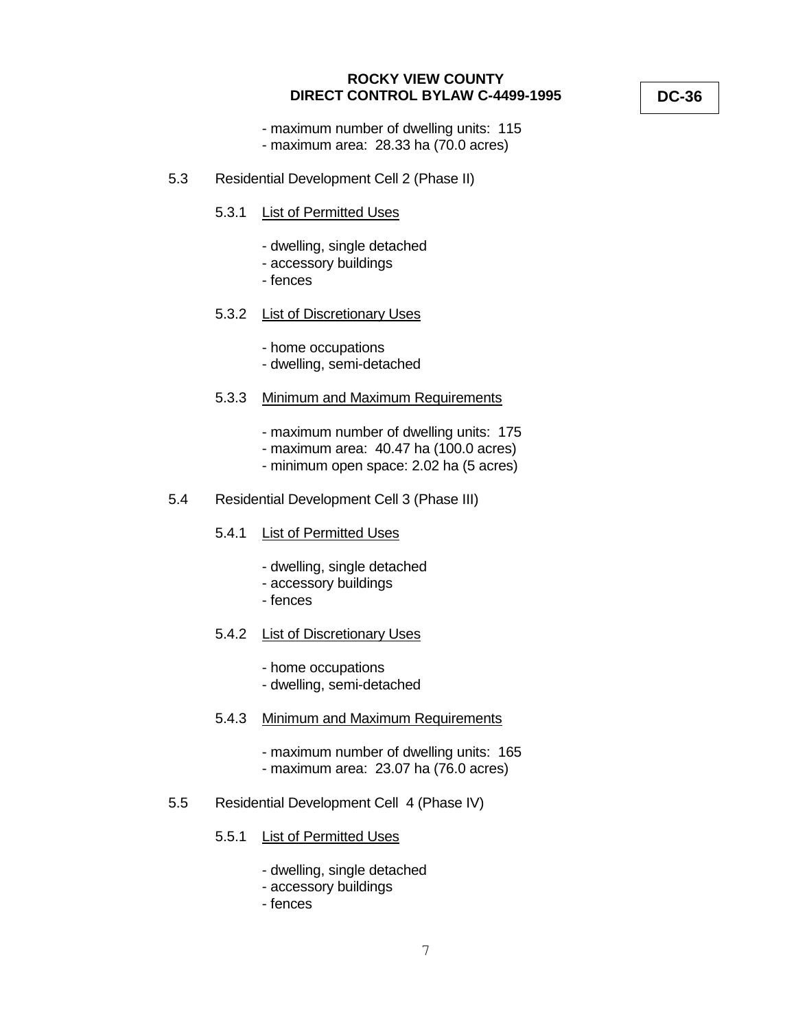- maximum number of dwelling units: 115
- maximum area: 28.33 ha (70.0 acres)

5.3 Residential Development Cell 2 (Phase II)

5.3.1 List of Permitted Uses

- dwelling, single detached
- accessory buildings
- fences

5.3.2 List of Discretionary Uses

- home occupations
- dwelling, semi-detached

5.3.3 Minimum and Maximum Requirements

- maximum number of dwelling units: 175
- maximum area: 40.47 ha (100.0 acres)
- minimum open space: 2.02 ha (5 acres)

5.4 Residential Development Cell 3 (Phase III)

5.4.1 List of Permitted Uses

- dwelling, single detached
- accessory buildings
- fences

5.4.2 List of Discretionary Uses

- home occupations
- dwelling, semi-detached

5.4.3 Minimum and Maximum Requirements

- maximum number of dwelling units: 165
- maximum area: 23.07 ha (76.0 acres)

5.5 Residential Development Cell 4 (Phase IV)

5.5.1 List of Permitted Uses

- dwelling, single detached
- accessory buildings
- fences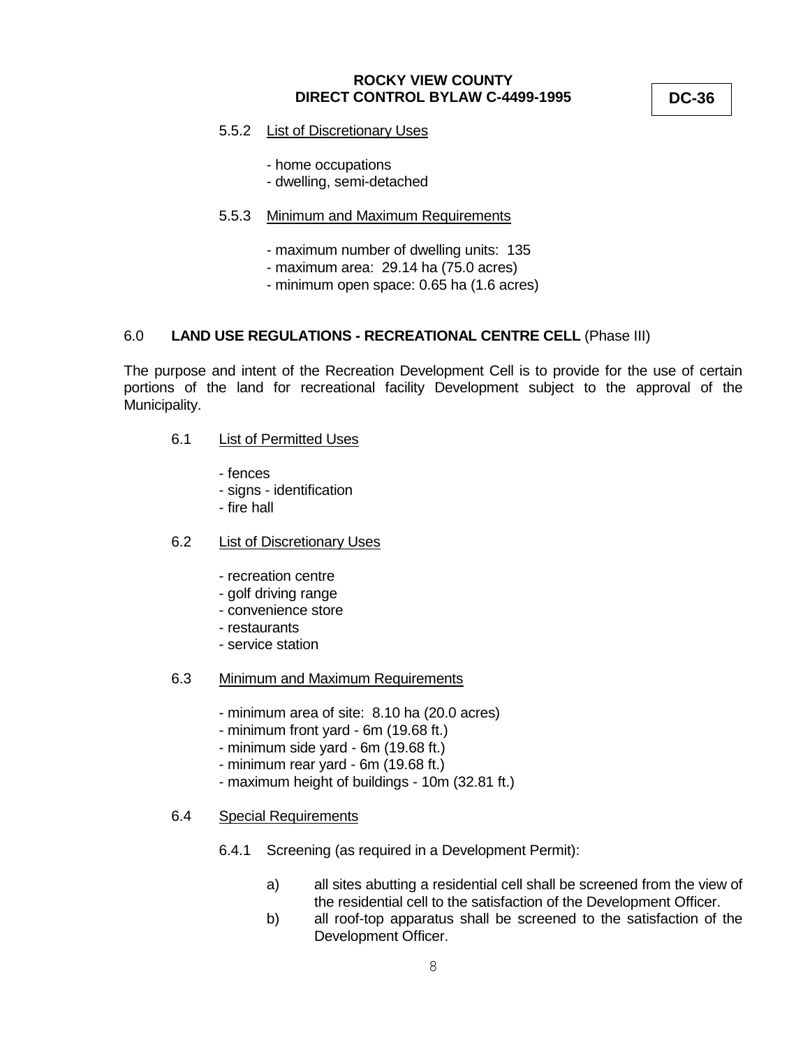5.5.2 List of Discretionary Uses

- home occupations
- dwelling, semi-detached

5.5.3 Minimum and Maximum Requirements

- maximum number of dwelling units: 135
- maximum area: 29.14 ha (75.0 acres)
- minimum open space: 0.65 ha (1.6 acres)

## 6.0 LAND USE REGULATIONS - RECREATIONAL CENTRE CELL (Phase III)

The purpose and intent of the Recreation Development Cell is to provide for the use of certain portions of the land for recreational facility Development subject to the approval of the Municipality.

6.1 List of Permitted Uses

- fences
- signs - identification
- fire hall

6.2 List of Discretionary Uses

- recreation centre
- golf driving range
- convenience store
- restaurants
- service station

6.3 Minimum and Maximum Requirements

- minimum area of site: 8.10 ha (20.0 acres)
- minimum front yard - 6m (19.68 ft.)
- minimum side yard - 6m (19.68 ft.)
- minimum rear yard - 6m (19.68 ft.)
- maximum height of buildings - 10m (32.81 ft.)

6.4 Special Requirements

6.4.1 Screening (as required in a Development Permit):

a) all sites abutting a residential cell shall be screened from the view of the residential cell to the satisfaction of the Development Officer.

b) all roof-top apparatus shall be screened to the satisfaction of the Development Officer.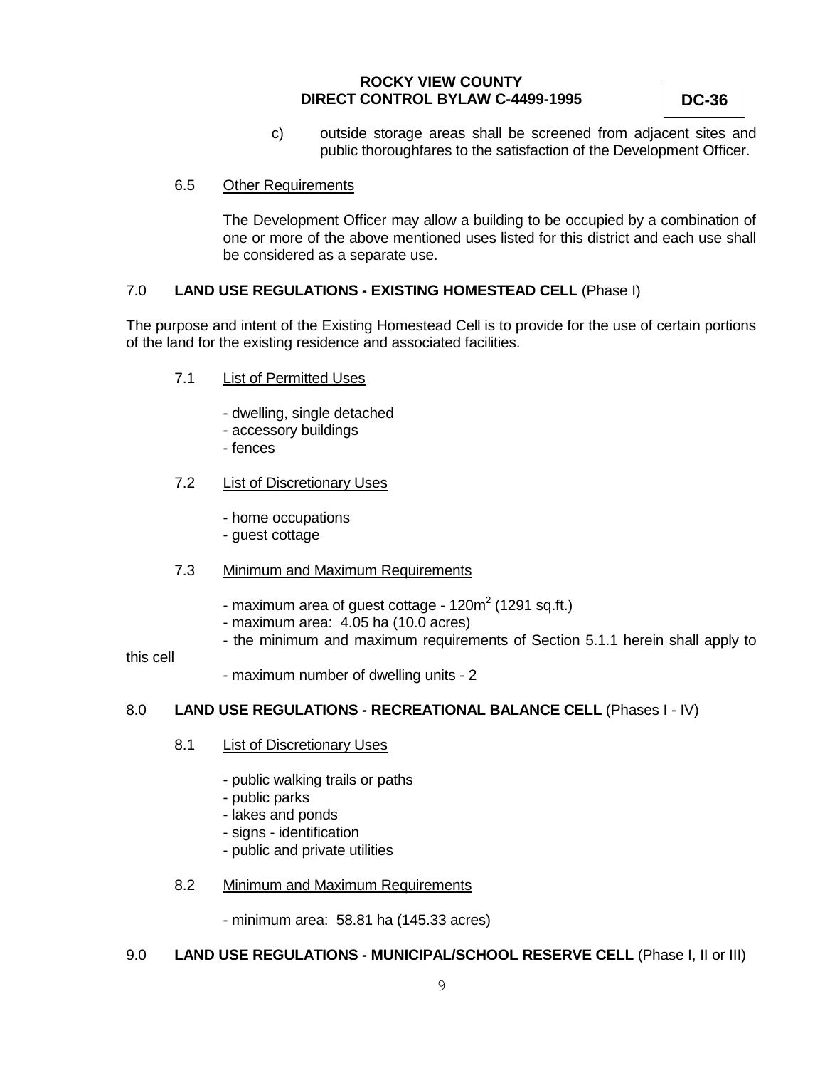c) outside storage areas shall be screened from adjacent sites and public thoroughfares to the satisfaction of the Development Officer.

6.5 Other Requirements

The Development Officer may allow a building to be occupied by a combination of one or more of the above mentioned uses listed for this district and each use shall be considered as a separate use.

## 7.0 **LAND USE REGULATIONS - EXISTING HOMESTEAD CELL** (Phase I)

The purpose and intent of the Existing Homestead Cell is to provide for the use of certain portions of the land for the existing residence and associated facilities.

7.1 List of Permitted Uses

- dwelling, single detached
- accessory buildings
- fences

7.2 List of Discretionary Uses

- home occupations
- guest cottage

7.3 Minimum and Maximum Requirements

- maximum area of guest cottage - 120m$^2$ (1291 sq.ft.)
- maximum area: 4.05 ha (10.0 acres)
- the minimum and maximum requirements of Section 5.1.1 herein shall apply to this cell
- maximum number of dwelling units - 2

## 8.0 **LAND USE REGULATIONS - RECREATIONAL BALANCE CELL** (Phases I - IV)

8.1 List of Discretionary Uses

- public walking trails or paths
- public parks
- lakes and ponds
- signs - identification
- public and private utilities

8.2 Minimum and Maximum Requirements

- minimum area: 58.81 ha (145.33 acres)

## 9.0 **LAND USE REGULATIONS - MUNICIPAL/SCHOOL RESERVE CELL** (Phase I, II or III)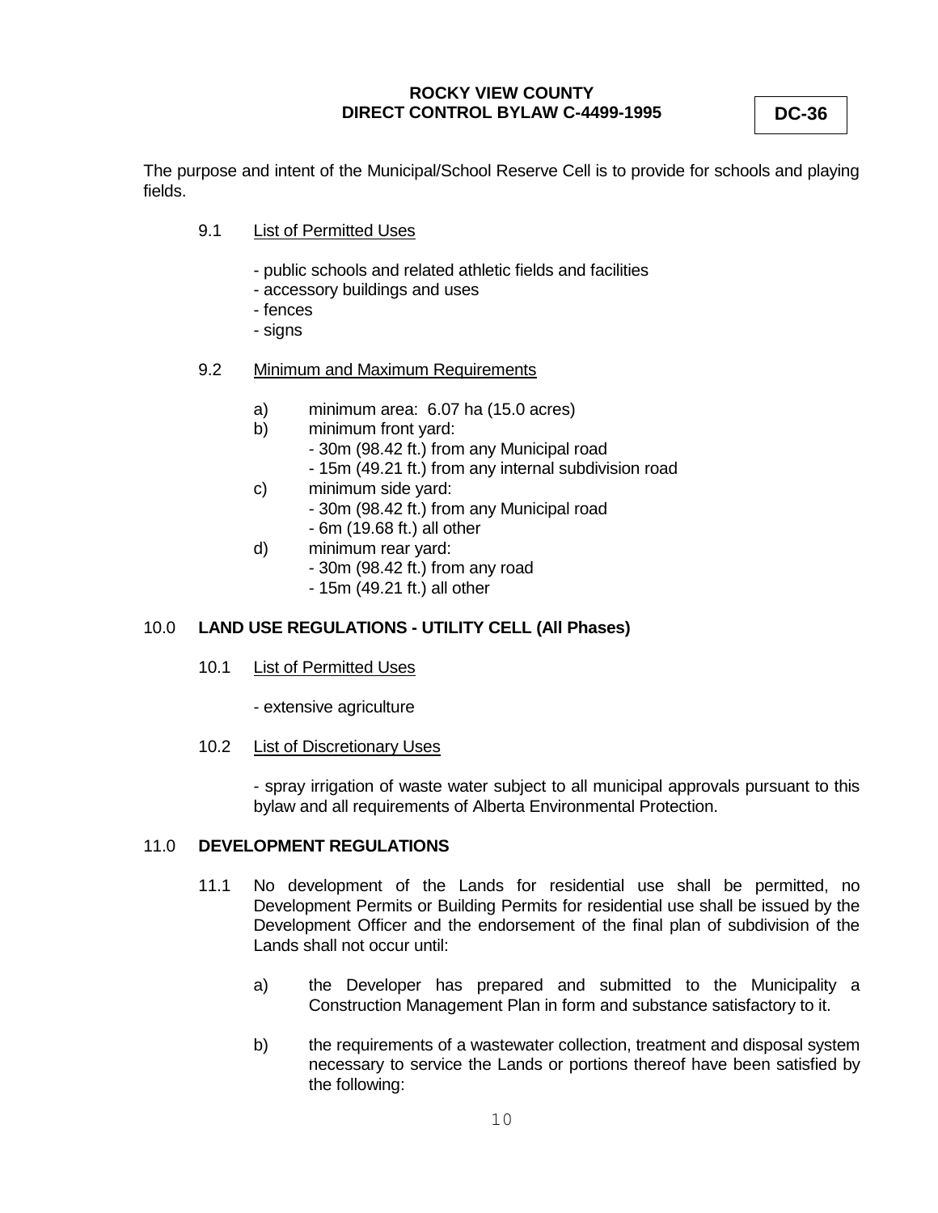The purpose and intent of the Municipal/School Reserve Cell is to provide for schools and playing fields.

9.1 List of Permitted Uses

- public schools and related athletic fields and facilities
- accessory buildings and uses
- fences
- signs

9.2 Minimum and Maximum Requirements

a) minimum area: 6.07 ha (15.0 acres)

b) minimum front yard:
   - 30m (98.42 ft.) from any Municipal road
   - 15m (49.21 ft.) from any internal subdivision road

c) minimum side yard:
   - 30m (98.42 ft.) from any Municipal road
   - 6m (19.68 ft.) all other

d) minimum rear yard:
   - 30m (98.42 ft.) from any road
   - 15m (49.21 ft.) all other

## 10.0 LAND USE REGULATIONS - UTILITY CELL (All Phases)

10.1 List of Permitted Uses

- extensive agriculture

10.2 List of Discretionary Uses

- spray irrigation of waste water subject to all municipal approvals pursuant to this bylaw and all requirements of Alberta Environmental Protection.

## 11.0 DEVELOPMENT REGULATIONS

11.1 No development of the Lands for residential use shall be permitted, no Development Permits or Building Permits for residential use shall be issued by the Development Officer and the endorsement of the final plan of subdivision of the Lands shall not occur until:

a) the Developer has prepared and submitted to the Municipality a Construction Management Plan in form and substance satisfactory to it.

b) the requirements of a wastewater collection, treatment and disposal system necessary to service the Lands or portions thereof have been satisfied by the following: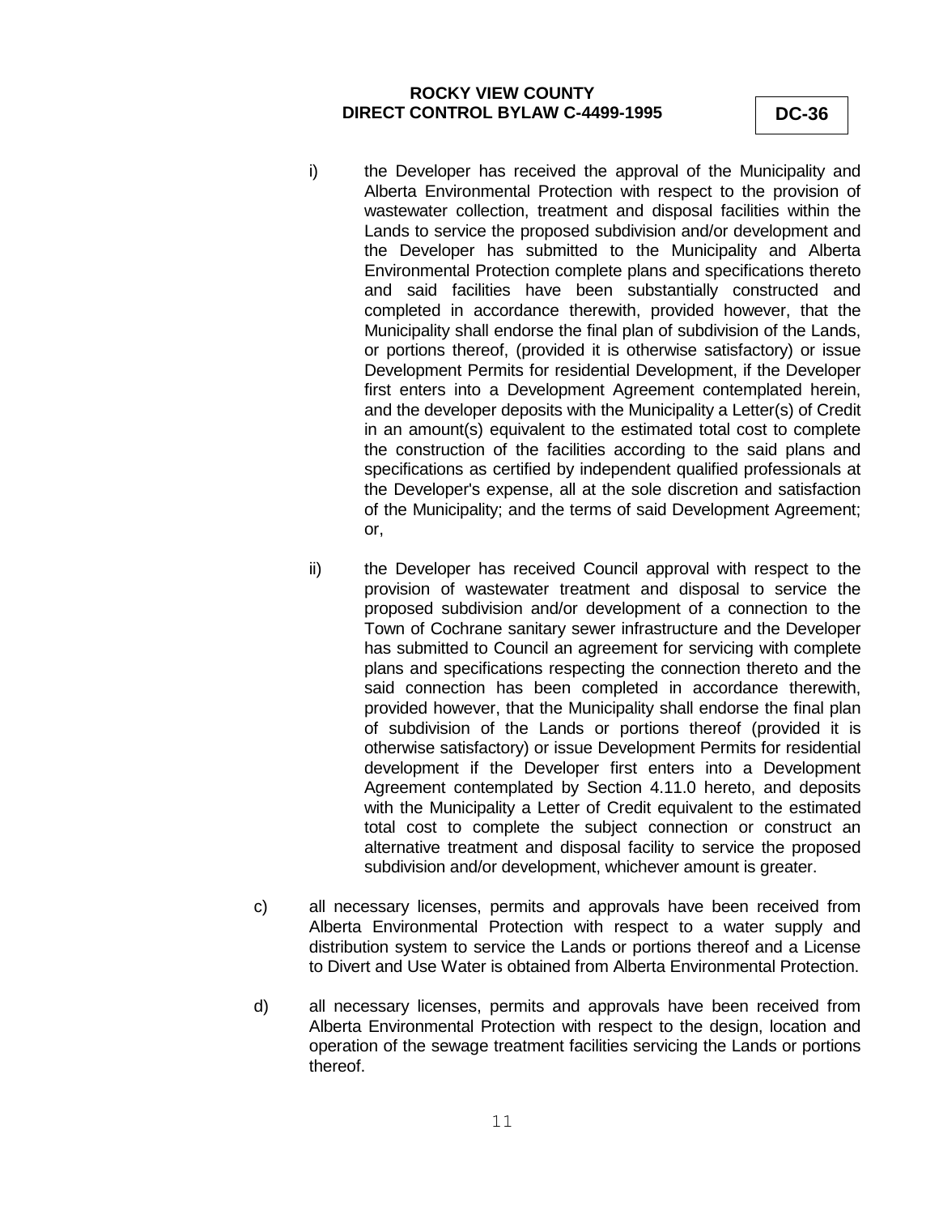i) the Developer has received the approval of the Municipality and Alberta Environmental Protection with respect to the provision of wastewater collection, treatment and disposal facilities within the Lands to service the proposed subdivision and/or development and the Developer has submitted to the Municipality and Alberta Environmental Protection complete plans and specifications thereto and said facilities have been substantially constructed and completed in accordance therewith, provided however, that the Municipality shall endorse the final plan of subdivision of the Lands, or portions thereof, (provided it is otherwise satisfactory) or issue Development Permits for residential Development, if the Developer first enters into a Development Agreement contemplated herein, and the developer deposits with the Municipality a Letter(s) of Credit in an amount(s) equivalent to the estimated total cost to complete the construction of the facilities according to the said plans and specifications as certified by independent qualified professionals at the Developer's expense, all at the sole discretion and satisfaction of the Municipality; and the terms of said Development Agreement; or,

ii) the Developer has received Council approval with respect to the provision of wastewater treatment and disposal to service the proposed subdivision and/or development of a connection to the Town of Cochrane sanitary sewer infrastructure and the Developer has submitted to Council an agreement for servicing with complete plans and specifications respecting the connection thereto and the said connection has been completed in accordance therewith, provided however, that the Municipality shall endorse the final plan of subdivision of the Lands or portions thereof (provided it is otherwise satisfactory) or issue Development Permits for residential development if the Developer first enters into a Development Agreement contemplated by Section 4.11.0 hereto, and deposits with the Municipality a Letter of Credit equivalent to the estimated total cost to complete the subject connection or construct an alternative treatment and disposal facility to service the proposed subdivision and/or development, whichever amount is greater.

c) all necessary licenses, permits and approvals have been received from Alberta Environmental Protection with respect to a water supply and distribution system to service the Lands or portions thereof and a License to Divert and Use Water is obtained from Alberta Environmental Protection.

d) all necessary licenses, permits and approvals have been received from Alberta Environmental Protection with respect to the design, location and operation of the sewage treatment facilities servicing the Lands or portions thereof.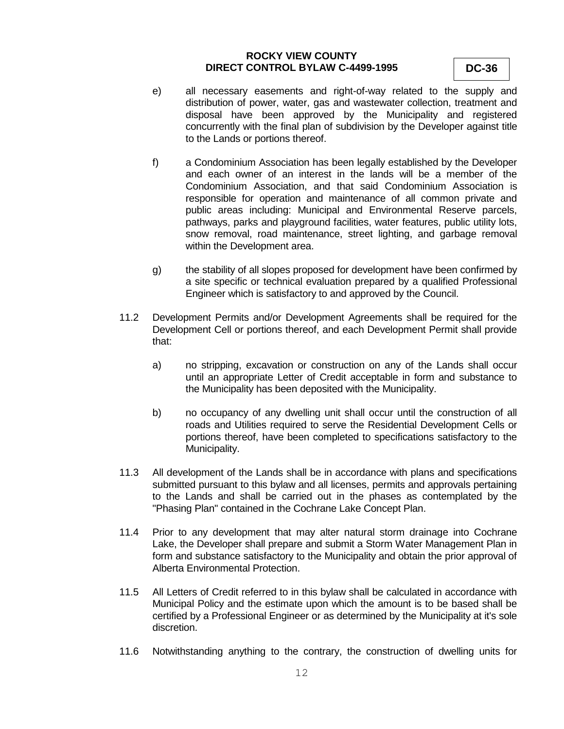e) all necessary easements and right-of-way related to the supply and distribution of power, water, gas and wastewater collection, treatment and disposal have been approved by the Municipality and registered concurrently with the final plan of subdivision by the Developer against title to the Lands or portions thereof.

f) a Condominium Association has been legally established by the Developer and each owner of an interest in the lands will be a member of the Condominium Association, and that said Condominium Association is responsible for operation and maintenance of all common private and public areas including: Municipal and Environmental Reserve parcels, pathways, parks and playground facilities, water features, public utility lots, snow removal, road maintenance, street lighting, and garbage removal within the Development area.

g) the stability of all slopes proposed for development have been confirmed by a site specific or technical evaluation prepared by a qualified Professional Engineer which is satisfactory to and approved by the Council.

11.2 Development Permits and/or Development Agreements shall be required for the Development Cell or portions thereof, and each Development Permit shall provide that:

a) no stripping, excavation or construction on any of the Lands shall occur until an appropriate Letter of Credit acceptable in form and substance to the Municipality has been deposited with the Municipality.

b) no occupancy of any dwelling unit shall occur until the construction of all roads and Utilities required to serve the Residential Development Cells or portions thereof, have been completed to specifications satisfactory to the Municipality.

11.3 All development of the Lands shall be in accordance with plans and specifications submitted pursuant to this bylaw and all licenses, permits and approvals pertaining to the Lands and shall be carried out in the phases as contemplated by the "Phasing Plan" contained in the Cochrane Lake Concept Plan.

11.4 Prior to any development that may alter natural storm drainage into Cochrane Lake, the Developer shall prepare and submit a Storm Water Management Plan in form and substance satisfactory to the Municipality and obtain the prior approval of Alberta Environmental Protection.

11.5 All Letters of Credit referred to in this bylaw shall be calculated in accordance with Municipal Policy and the estimate upon which the amount is to be based shall be certified by a Professional Engineer or as determined by the Municipality at it's sole discretion.

11.6 Notwithstanding anything to the contrary, the construction of dwelling units for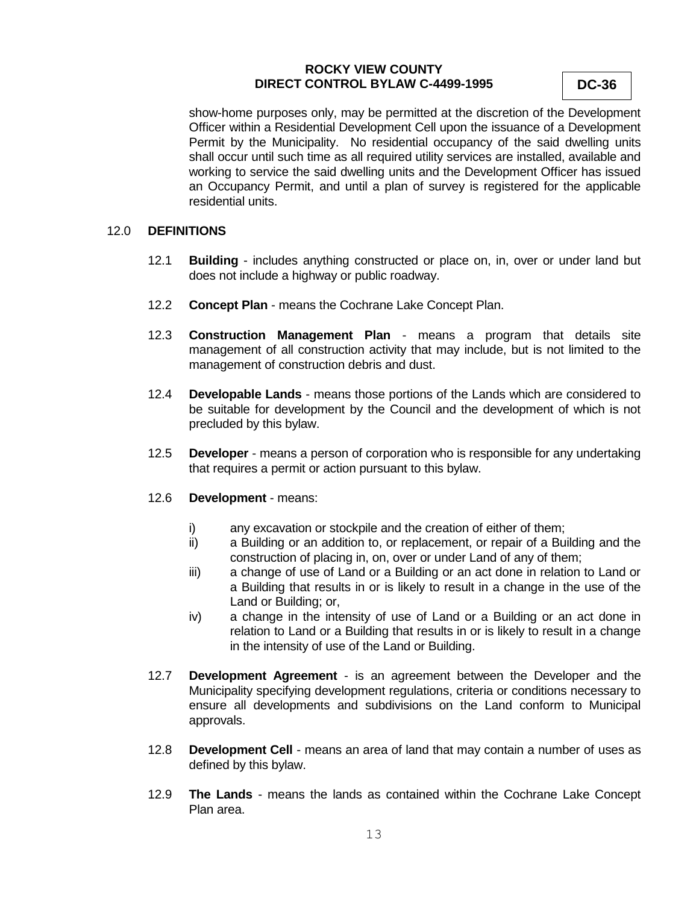show-home purposes only, may be permitted at the discretion of the Development Officer within a Residential Development Cell upon the issuance of a Development Permit by the Municipality. No residential occupancy of the said dwelling units shall occur until such time as all required utility services are installed, available and working to service the said dwelling units and the Development Officer has issued an Occupancy Permit, and until a plan of survey is registered for the applicable residential units.

## 12.0 DEFINITIONS

12.1 **Building** - includes anything constructed or place on, in, over or under land but does not include a highway or public roadway.

12.2 **Concept Plan** - means the Cochrane Lake Concept Plan.

12.3 **Construction Management Plan** - means a program that details site management of all construction activity that may include, but is not limited to the management of construction debris and dust.

12.4 **Developable Lands** - means those portions of the Lands which are considered to be suitable for development by the Council and the development of which is not precluded by this bylaw.

12.5 **Developer** - means a person of corporation who is responsible for any undertaking that requires a permit or action pursuant to this bylaw.

12.6 **Development** - means:

- i) any excavation or stockpile and the creation of either of them;
- ii) a Building or an addition to, or replacement, or repair of a Building and the construction of placing in, on, over or under Land of any of them;
- iii) a change of use of Land or a Building or an act done in relation to Land or a Building that results in or is likely to result in a change in the use of the Land or Building; or,
- iv) a change in the intensity of use of Land or a Building or an act done in relation to Land or a Building that results in or is likely to result in a change in the intensity of use of the Land or Building.

12.7 **Development Agreement** - is an agreement between the Developer and the Municipality specifying development regulations, criteria or conditions necessary to ensure all developments and subdivisions on the Land conform to Municipal approvals.

12.8 **Development Cell** - means an area of land that may contain a number of uses as defined by this bylaw.

12.9 **The Lands** - means the lands as contained within the Cochrane Lake Concept Plan area.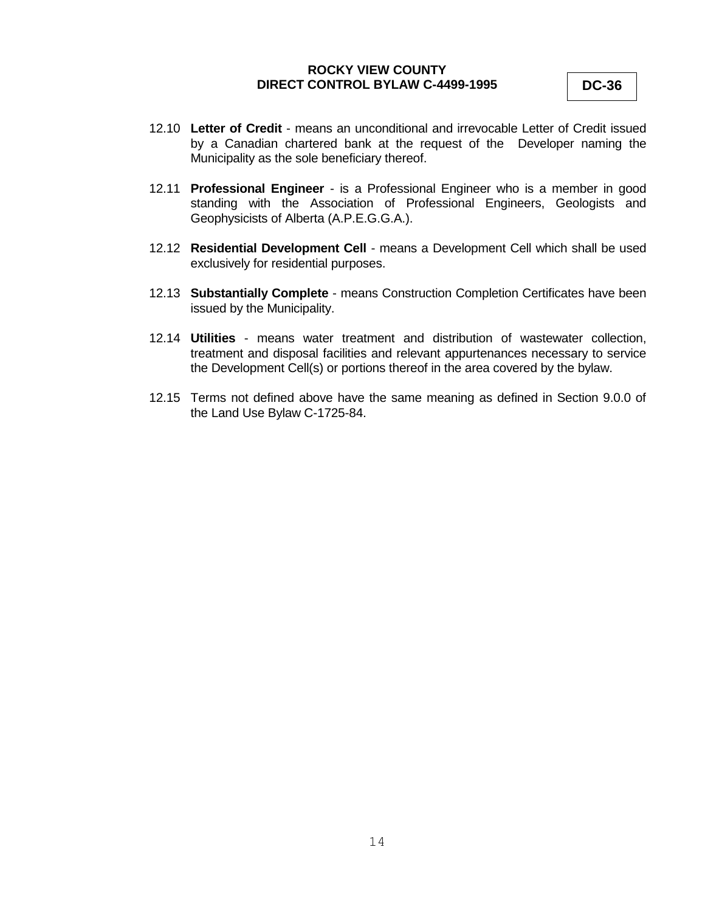12.10 **Letter of Credit** - means an unconditional and irrevocable Letter of Credit issued by a Canadian chartered bank at the request of the Developer naming the Municipality as the sole beneficiary thereof.

12.11 **Professional Engineer** - is a Professional Engineer who is a member in good standing with the Association of Professional Engineers, Geologists and Geophysicists of Alberta (A.P.E.G.G.A.).

12.12 **Residential Development Cell** - means a Development Cell which shall be used exclusively for residential purposes.

12.13 **Substantially Complete** - means Construction Completion Certificates have been issued by the Municipality.

12.14 **Utilities** - means water treatment and distribution of wastewater collection, treatment and disposal facilities and relevant appurtenances necessary to service the Development Cell(s) or portions thereof in the area covered by the bylaw.

12.15 Terms not defined above have the same meaning as defined in Section 9.0.0 of the Land Use Bylaw C-1725-84.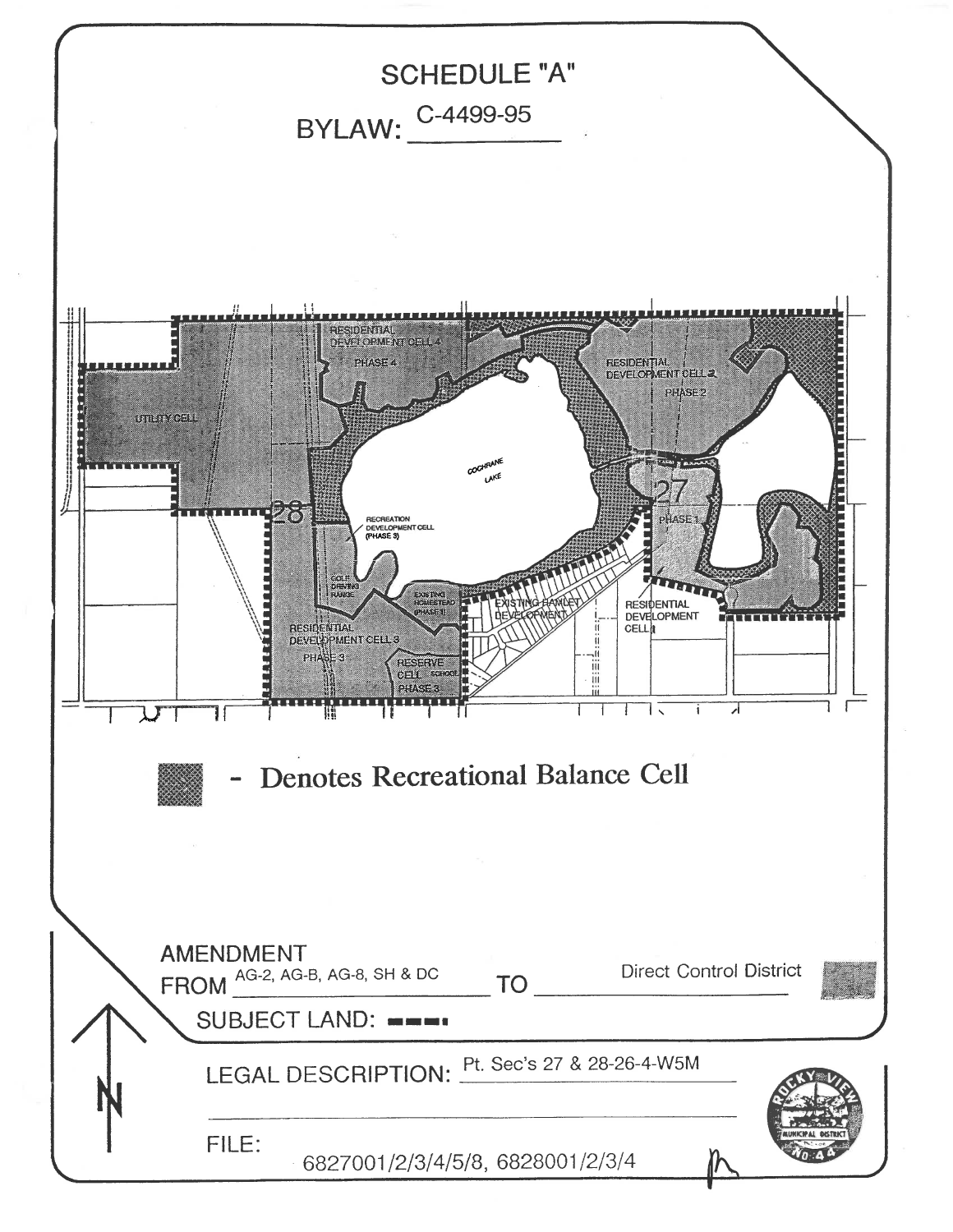# SCHEDULE "A"

BYLAW: C-4499-95

RESIDENTIAL DEVELOPMENT CELL 4

PHASE 4

UTILITY CELL

RESIDENTIAL DEVELOPMENT CELL 2

PHASE 2

COCHRANE LAKE

28

27

RECREATION DEVELOPMENT CELL (PHASE 3)

PHASE 1

GOLF DRIVING RANGE

EXISTING HOMESTEAD (PHASE 1)

EXISTING HAMLET DEVELOPMENT

RESIDENTIAL DEVELOPMENT CELL 1

RESIDENTIAL DEVELOPMENT CELL 3

PHASE 3

RESERVE CELL SCHOOL

PHASE 3

- Denotes Recreational Balance Cell

AMENDMENT FROM AG-2, AG-B, AG-8, SH & DC TO Direct Control District

SUBJECT LAND:

LEGAL DESCRIPTION: Pt. Sec's 27 & 28-26-4-W5M

FILE: 6827001/2/3/4/5/8, 6828001/2/3/4

N

ROCKY VIEW MUNICIPAL DISTRICT No. 44